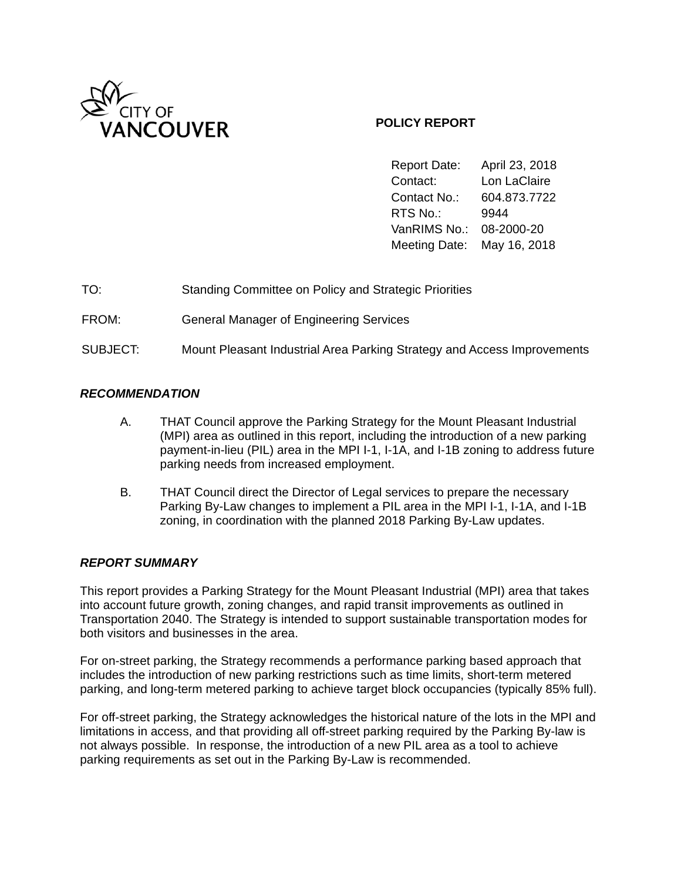CITY OF VANCOUVER

**POLICY REPORT**

| | |
|---|---|
| Report Date: | April 23, 2018 |
| Contact: | Lon LaClaire |
| Contact No.: | 604.873.7722 |
| RTS No.: | 9944 |
| VanRIMS No.: | 08-2000-20 |
| Meeting Date: | May 16, 2018 |

TO: Standing Committee on Policy and Strategic Priorities

FROM: General Manager of Engineering Services

SUBJECT: Mount Pleasant Industrial Area Parking Strategy and Access Improvements

***RECOMMENDATION***

A. THAT Council approve the Parking Strategy for the Mount Pleasant Industrial (MPI) area as outlined in this report, including the introduction of a new parking payment-in-lieu (PIL) area in the MPI I-1, I-1A, and I-1B zoning to address future parking needs from increased employment.

B. THAT Council direct the Director of Legal services to prepare the necessary Parking By-Law changes to implement a PIL area in the MPI I-1, I-1A, and I-1B zoning, in coordination with the planned 2018 Parking By-Law updates.

***REPORT SUMMARY***

This report provides a Parking Strategy for the Mount Pleasant Industrial (MPI) area that takes into account future growth, zoning changes, and rapid transit improvements as outlined in Transportation 2040. The Strategy is intended to support sustainable transportation modes for both visitors and businesses in the area.

For on-street parking, the Strategy recommends a performance parking based approach that includes the introduction of new parking restrictions such as time limits, short-term metered parking, and long-term metered parking to achieve target block occupancies (typically 85% full).

For off-street parking, the Strategy acknowledges the historical nature of the lots in the MPI and limitations in access, and that providing all off-street parking required by the Parking By-law is not always possible. In response, the introduction of a new PIL area as a tool to achieve parking requirements as set out in the Parking By-Law is recommended.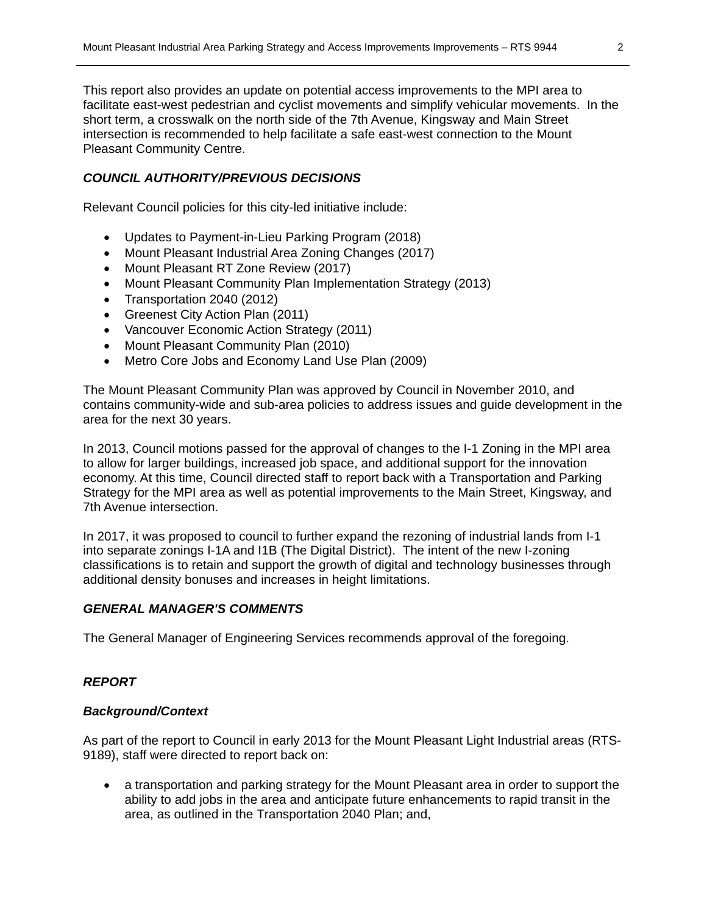This report also provides an update on potential access improvements to the MPI area to facilitate east-west pedestrian and cyclist movements and simplify vehicular movements. In the short term, a crosswalk on the north side of the 7th Avenue, Kingsway and Main Street intersection is recommended to help facilitate a safe east-west connection to the Mount Pleasant Community Centre.

### *COUNCIL AUTHORITY/PREVIOUS DECISIONS*

Relevant Council policies for this city-led initiative include:

- Updates to Payment-in-Lieu Parking Program (2018)
- Mount Pleasant Industrial Area Zoning Changes (2017)
- Mount Pleasant RT Zone Review (2017)
- Mount Pleasant Community Plan Implementation Strategy (2013)
- Transportation 2040 (2012)
- Greenest City Action Plan (2011)
- Vancouver Economic Action Strategy (2011)
- Mount Pleasant Community Plan (2010)
- Metro Core Jobs and Economy Land Use Plan (2009)

The Mount Pleasant Community Plan was approved by Council in November 2010, and contains community-wide and sub-area policies to address issues and guide development in the area for the next 30 years.

In 2013, Council motions passed for the approval of changes to the I-1 Zoning in the MPI area to allow for larger buildings, increased job space, and additional support for the innovation economy. At this time, Council directed staff to report back with a Transportation and Parking Strategy for the MPI area as well as potential improvements to the Main Street, Kingsway, and 7th Avenue intersection.

In 2017, it was proposed to council to further expand the rezoning of industrial lands from I-1 into separate zonings I-1A and I1B (The Digital District). The intent of the new I-zoning classifications is to retain and support the growth of digital and technology businesses through additional density bonuses and increases in height limitations.

### *GENERAL MANAGER'S COMMENTS*

The General Manager of Engineering Services recommends approval of the foregoing.

### *REPORT*

#### *Background/Context*

As part of the report to Council in early 2013 for the Mount Pleasant Light Industrial areas (RTS-9189), staff were directed to report back on:

- a transportation and parking strategy for the Mount Pleasant area in order to support the ability to add jobs in the area and anticipate future enhancements to rapid transit in the area, as outlined in the Transportation 2040 Plan; and,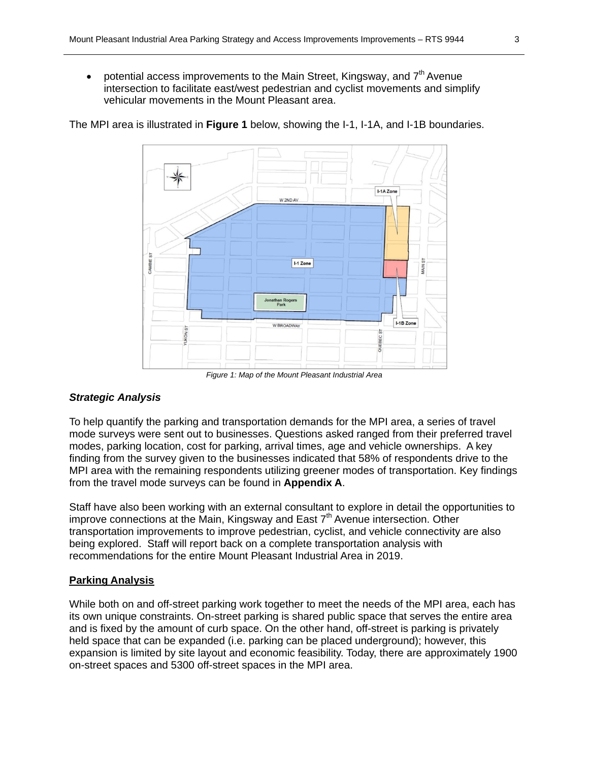- potential access improvements to the Main Street, Kingsway, and 7th Avenue intersection to facilitate east/west pedestrian and cyclist movements and simplify vehicular movements in the Mount Pleasant area.

The MPI area is illustrated in **Figure 1** below, showing the I-1, I-1A, and I-1B boundaries.

*Figure 1: Map of the Mount Pleasant Industrial Area*

***Strategic Analysis***

To help quantify the parking and transportation demands for the MPI area, a series of travel mode surveys were sent out to businesses. Questions asked ranged from their preferred travel modes, parking location, cost for parking, arrival times, age and vehicle ownerships. A key finding from the survey given to the businesses indicated that 58% of respondents drive to the MPI area with the remaining respondents utilizing greener modes of transportation. Key findings from the travel mode surveys can be found in **Appendix A**.

Staff have also been working with an external consultant to explore in detail the opportunities to improve connections at the Main, Kingsway and East 7th Avenue intersection. Other transportation improvements to improve pedestrian, cyclist, and vehicle connectivity are also being explored. Staff will report back on a complete transportation analysis with recommendations for the entire Mount Pleasant Industrial Area in 2019.

**Parking Analysis**

While both on and off-street parking work together to meet the needs of the MPI area, each has its own unique constraints. On-street parking is shared public space that serves the entire area and is fixed by the amount of curb space. On the other hand, off-street is parking is privately held space that can be expanded (i.e. parking can be placed underground); however, this expansion is limited by site layout and economic feasibility. Today, there are approximately 1900 on-street spaces and 5300 off-street spaces in the MPI area.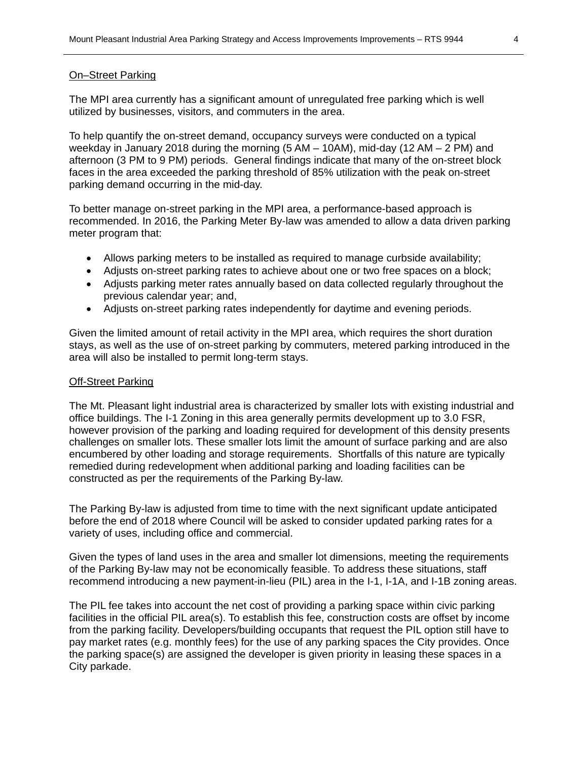On–Street Parking

The MPI area currently has a significant amount of unregulated free parking which is well utilized by businesses, visitors, and commuters in the area.

To help quantify the on-street demand, occupancy surveys were conducted on a typical weekday in January 2018 during the morning (5 AM – 10AM), mid-day (12 AM – 2 PM) and afternoon (3 PM to 9 PM) periods. General findings indicate that many of the on-street block faces in the area exceeded the parking threshold of 85% utilization with the peak on-street parking demand occurring in the mid-day.

To better manage on-street parking in the MPI area, a performance-based approach is recommended. In 2016, the Parking Meter By-law was amended to allow a data driven parking meter program that:

- Allows parking meters to be installed as required to manage curbside availability;
- Adjusts on-street parking rates to achieve about one or two free spaces on a block;
- Adjusts parking meter rates annually based on data collected regularly throughout the previous calendar year; and,
- Adjusts on-street parking rates independently for daytime and evening periods.

Given the limited amount of retail activity in the MPI area, which requires the short duration stays, as well as the use of on-street parking by commuters, metered parking introduced in the area will also be installed to permit long-term stays.

Off-Street Parking

The Mt. Pleasant light industrial area is characterized by smaller lots with existing industrial and office buildings. The I-1 Zoning in this area generally permits development up to 3.0 FSR, however provision of the parking and loading required for development of this density presents challenges on smaller lots. These smaller lots limit the amount of surface parking and are also encumbered by other loading and storage requirements. Shortfalls of this nature are typically remedied during redevelopment when additional parking and loading facilities can be constructed as per the requirements of the Parking By-law.

The Parking By-law is adjusted from time to time with the next significant update anticipated before the end of 2018 where Council will be asked to consider updated parking rates for a variety of uses, including office and commercial.

Given the types of land uses in the area and smaller lot dimensions, meeting the requirements of the Parking By-law may not be economically feasible. To address these situations, staff recommend introducing a new payment-in-lieu (PIL) area in the I-1, I-1A, and I-1B zoning areas.

The PIL fee takes into account the net cost of providing a parking space within civic parking facilities in the official PIL area(s). To establish this fee, construction costs are offset by income from the parking facility. Developers/building occupants that request the PIL option still have to pay market rates (e.g. monthly fees) for the use of any parking spaces the City provides. Once the parking space(s) are assigned the developer is given priority in leasing these spaces in a City parkade.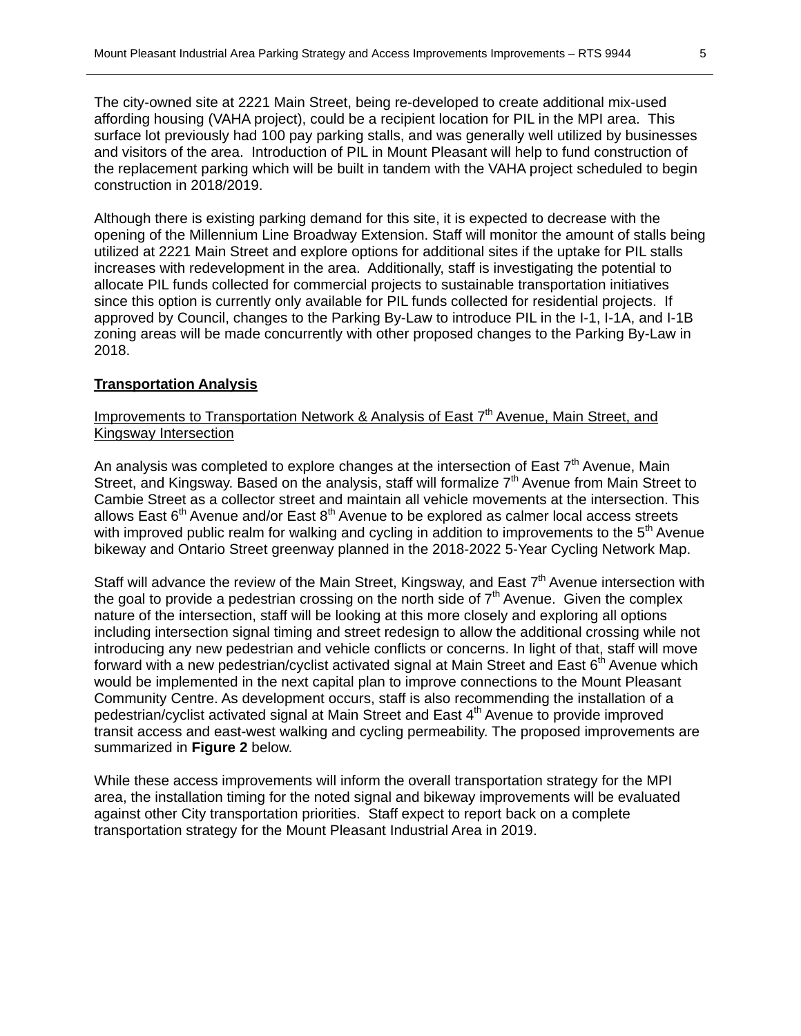The city-owned site at 2221 Main Street, being re-developed to create additional mix-used affording housing (VAHA project), could be a recipient location for PIL in the MPI area. This surface lot previously had 100 pay parking stalls, and was generally well utilized by businesses and visitors of the area. Introduction of PIL in Mount Pleasant will help to fund construction of the replacement parking which will be built in tandem with the VAHA project scheduled to begin construction in 2018/2019.

Although there is existing parking demand for this site, it is expected to decrease with the opening of the Millennium Line Broadway Extension. Staff will monitor the amount of stalls being utilized at 2221 Main Street and explore options for additional sites if the uptake for PIL stalls increases with redevelopment in the area. Additionally, staff is investigating the potential to allocate PIL funds collected for commercial projects to sustainable transportation initiatives since this option is currently only available for PIL funds collected for residential projects. If approved by Council, changes to the Parking By-Law to introduce PIL in the I-1, I-1A, and I-1B zoning areas will be made concurrently with other proposed changes to the Parking By-Law in 2018.

**Transportation Analysis**

Improvements to Transportation Network & Analysis of East 7th Avenue, Main Street, and Kingsway Intersection

An analysis was completed to explore changes at the intersection of East 7th Avenue, Main Street, and Kingsway. Based on the analysis, staff will formalize 7th Avenue from Main Street to Cambie Street as a collector street and maintain all vehicle movements at the intersection. This allows East 6th Avenue and/or East 8th Avenue to be explored as calmer local access streets with improved public realm for walking and cycling in addition to improvements to the 5th Avenue bikeway and Ontario Street greenway planned in the 2018-2022 5-Year Cycling Network Map.

Staff will advance the review of the Main Street, Kingsway, and East 7th Avenue intersection with the goal to provide a pedestrian crossing on the north side of 7th Avenue. Given the complex nature of the intersection, staff will be looking at this more closely and exploring all options including intersection signal timing and street redesign to allow the additional crossing while not introducing any new pedestrian and vehicle conflicts or concerns. In light of that, staff will move forward with a new pedestrian/cyclist activated signal at Main Street and East 6th Avenue which would be implemented in the next capital plan to improve connections to the Mount Pleasant Community Centre. As development occurs, staff is also recommending the installation of a pedestrian/cyclist activated signal at Main Street and East 4th Avenue to provide improved transit access and east-west walking and cycling permeability. The proposed improvements are summarized in **Figure 2** below.

While these access improvements will inform the overall transportation strategy for the MPI area, the installation timing for the noted signal and bikeway improvements will be evaluated against other City transportation priorities. Staff expect to report back on a complete transportation strategy for the Mount Pleasant Industrial Area in 2019.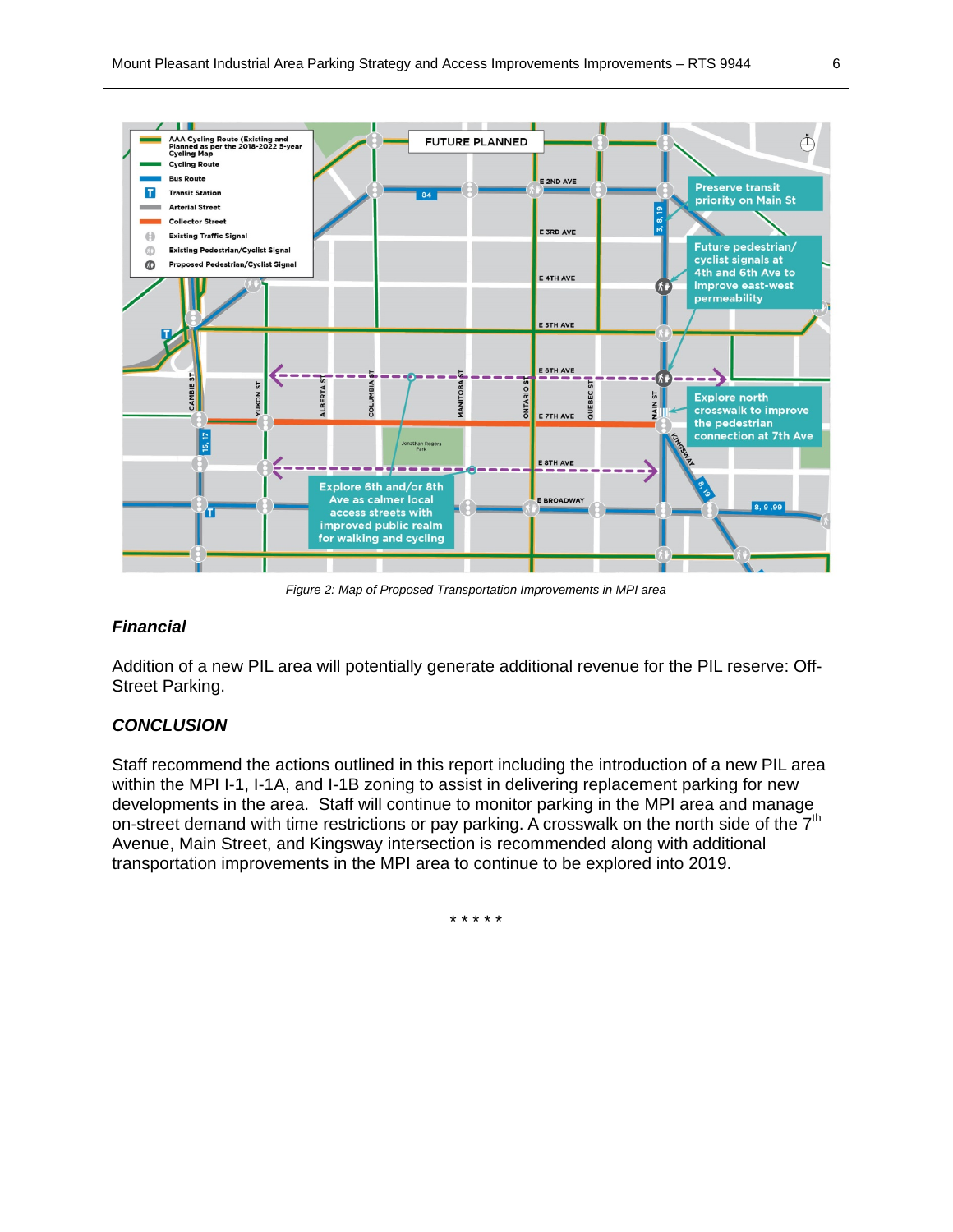*Figure 2: Map of Proposed Transportation Improvements in MPI area*

### *Financial*

Addition of a new PIL area will potentially generate additional revenue for the PIL reserve: Off-Street Parking.

### *CONCLUSION*

Staff recommend the actions outlined in this report including the introduction of a new PIL area within the MPI I-1, I-1A, and I-1B zoning to assist in delivering replacement parking for new developments in the area. Staff will continue to monitor parking in the MPI area and manage on-street demand with time restrictions or pay parking. A crosswalk on the north side of the 7th Avenue, Main Street, and Kingsway intersection is recommended along with additional transportation improvements in the MPI area to continue to be explored into 2019.

\* \* \* \* \*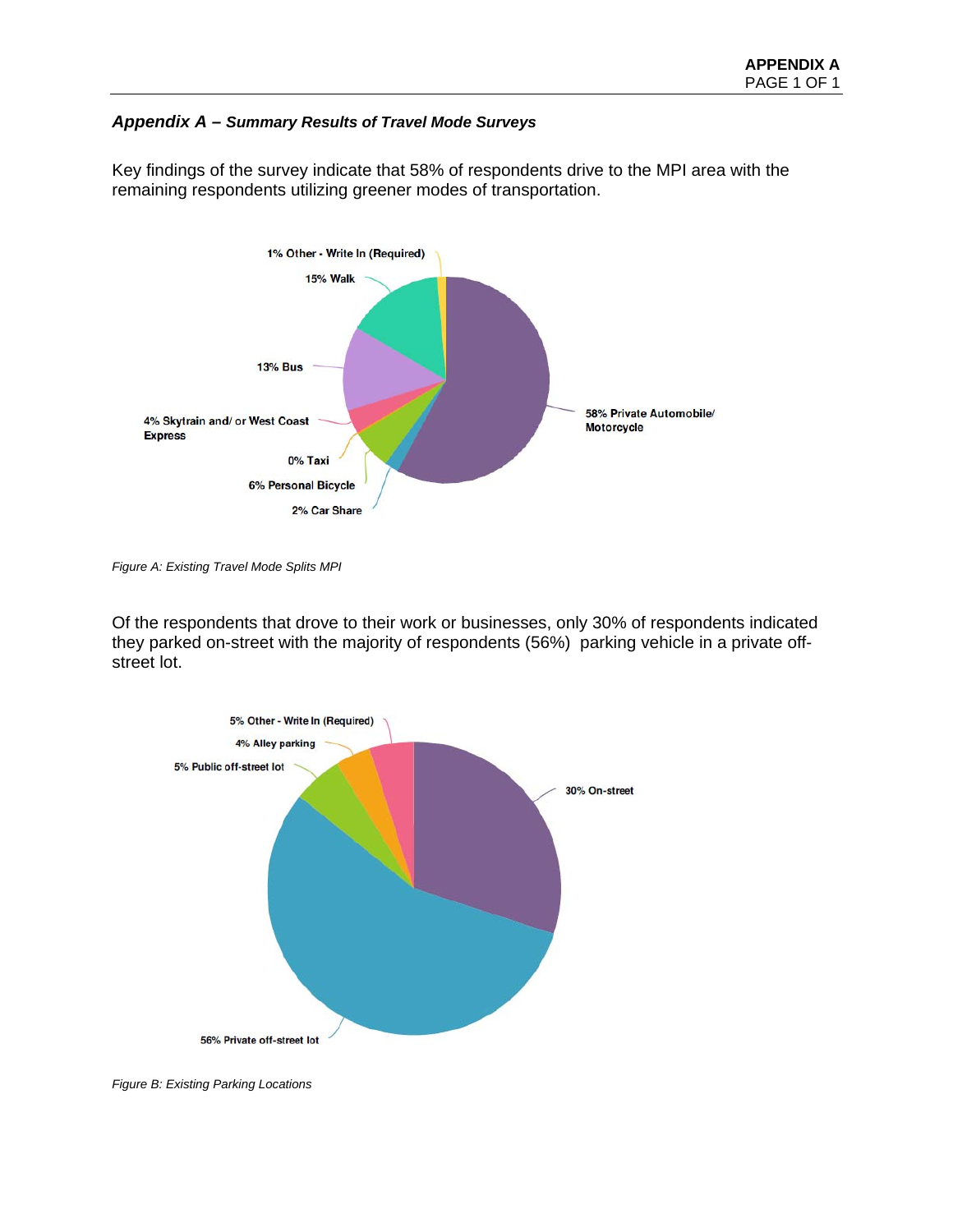## *Appendix A – Summary Results of Travel Mode Surveys*

Key findings of the survey indicate that 58% of respondents drive to the MPI area with the remaining respondents utilizing greener modes of transportation.

1% Other - Write In (Required)

15% Walk

13% Bus

4% Skytrain and/ or West Coast Express

0% Taxi

6% Personal Bicycle

2% Car Share

58% Private Automobile/ Motorcycle

*Figure A: Existing Travel Mode Splits MPI*

Of the respondents that drove to their work or businesses, only 30% of respondents indicated they parked on-street with the majority of respondents (56%) parking vehicle in a private off-street lot.

5% Other - Write In (Required)

4% Alley parking

5% Public off-street lot

30% On-street

56% Private off-street lot

*Figure B: Existing Parking Locations*